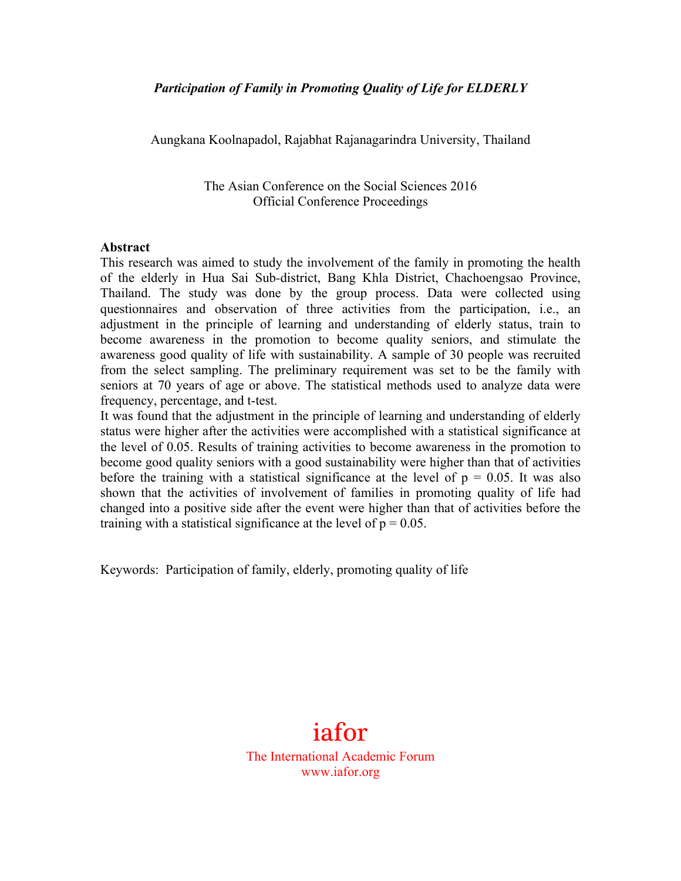*Participation of Family in Promoting Quality of Life for ELDERLY*

Aungkana Koolnapadol, Rajabhat Rajanagarindra University, Thailand

The Asian Conference on the Social Sciences 2016
Official Conference Proceedings

**Abstract**

This research was aimed to study the involvement of the family in promoting the health of the elderly in Hua Sai Sub-district, Bang Khla District, Chachoengsao Province, Thailand. The study was done by the group process. Data were collected using questionnaires and observation of three activities from the participation, i.e., an adjustment in the principle of learning and understanding of elderly status, train to become awareness in the promotion to become quality seniors, and stimulate the awareness good quality of life with sustainability. A sample of 30 people was recruited from the select sampling. The preliminary requirement was set to be the family with seniors at 70 years of age or above. The statistical methods used to analyze data were frequency, percentage, and t-test.

It was found that the adjustment in the principle of learning and understanding of elderly status were higher after the activities were accomplished with a statistical significance at the level of 0.05. Results of training activities to become awareness in the promotion to become good quality seniors with a good sustainability were higher than that of activities before the training with a statistical significance at the level of $p = 0.05$. It was also shown that the activities of involvement of families in promoting quality of life had changed into a positive side after the event were higher than that of activities before the training with a statistical significance at the level of $p = 0.05$.

Keywords: Participation of family, elderly, promoting quality of life

iafor
The International Academic Forum
www.iafor.org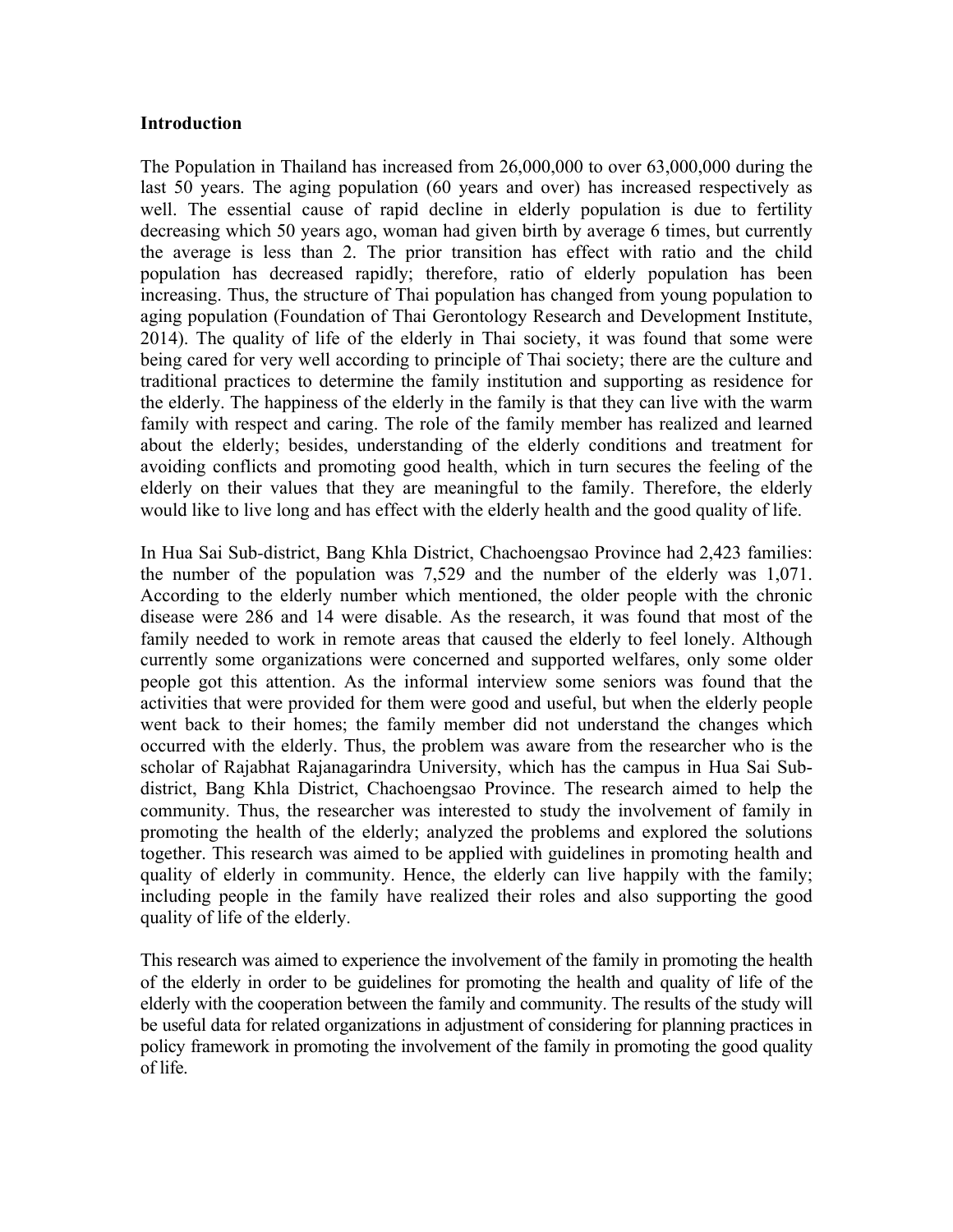**Introduction**

The Population in Thailand has increased from 26,000,000 to over 63,000,000 during the last 50 years. The aging population (60 years and over) has increased respectively as well. The essential cause of rapid decline in elderly population is due to fertility decreasing which 50 years ago, woman had given birth by average 6 times, but currently the average is less than 2. The prior transition has effect with ratio and the child population has decreased rapidly; therefore, ratio of elderly population has been increasing. Thus, the structure of Thai population has changed from young population to aging population (Foundation of Thai Gerontology Research and Development Institute, 2014). The quality of life of the elderly in Thai society, it was found that some were being cared for very well according to principle of Thai society; there are the culture and traditional practices to determine the family institution and supporting as residence for the elderly. The happiness of the elderly in the family is that they can live with the warm family with respect and caring. The role of the family member has realized and learned about the elderly; besides, understanding of the elderly conditions and treatment for avoiding conflicts and promoting good health, which in turn secures the feeling of the elderly on their values that they are meaningful to the family. Therefore, the elderly would like to live long and has effect with the elderly health and the good quality of life.

In Hua Sai Sub-district, Bang Khla District, Chachoengsao Province had 2,423 families: the number of the population was 7,529 and the number of the elderly was 1,071. According to the elderly number which mentioned, the older people with the chronic disease were 286 and 14 were disable. As the research, it was found that most of the family needed to work in remote areas that caused the elderly to feel lonely. Although currently some organizations were concerned and supported welfares, only some older people got this attention. As the informal interview some seniors was found that the activities that were provided for them were good and useful, but when the elderly people went back to their homes; the family member did not understand the changes which occurred with the elderly. Thus, the problem was aware from the researcher who is the scholar of Rajabhat Rajanagarindra University, which has the campus in Hua Sai Sub-district, Bang Khla District, Chachoengsao Province. The research aimed to help the community. Thus, the researcher was interested to study the involvement of family in promoting the health of the elderly; analyzed the problems and explored the solutions together. This research was aimed to be applied with guidelines in promoting health and quality of elderly in community. Hence, the elderly can live happily with the family; including people in the family have realized their roles and also supporting the good quality of life of the elderly.

This research was aimed to experience the involvement of the family in promoting the health of the elderly in order to be guidelines for promoting the health and quality of life of the elderly with the cooperation between the family and community. The results of the study will be useful data for related organizations in adjustment of considering for planning practices in policy framework in promoting the involvement of the family in promoting the good quality of life.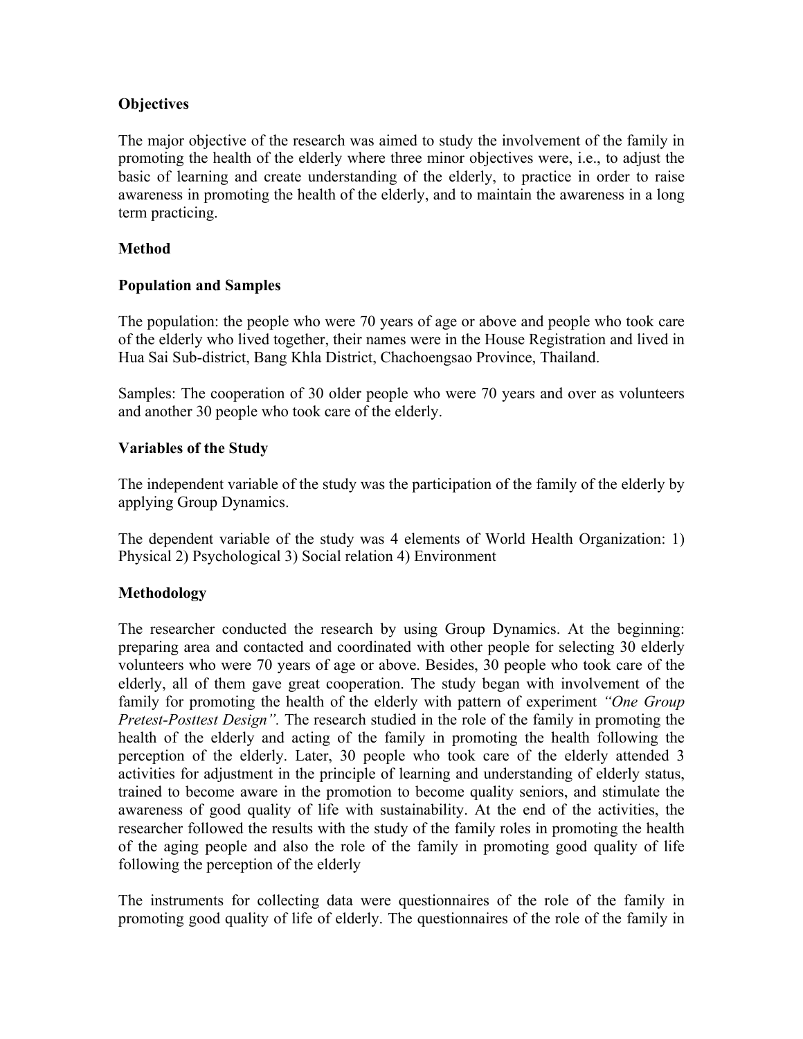**Objectives**

The major objective of the research was aimed to study the involvement of the family in promoting the health of the elderly where three minor objectives were, i.e., to adjust the basic of learning and create understanding of the elderly, to practice in order to raise awareness in promoting the health of the elderly, and to maintain the awareness in a long term practicing.

**Method**

**Population and Samples**

The population: the people who were 70 years of age or above and people who took care of the elderly who lived together, their names were in the House Registration and lived in Hua Sai Sub-district, Bang Khla District, Chachoengsao Province, Thailand.

Samples: The cooperation of 30 older people who were 70 years and over as volunteers and another 30 people who took care of the elderly.

**Variables of the Study**

The independent variable of the study was the participation of the family of the elderly by applying Group Dynamics.

The dependent variable of the study was 4 elements of World Health Organization: 1) Physical 2) Psychological 3) Social relation 4) Environment

**Methodology**

The researcher conducted the research by using Group Dynamics. At the beginning: preparing area and contacted and coordinated with other people for selecting 30 elderly volunteers who were 70 years of age or above. Besides, 30 people who took care of the elderly, all of them gave great cooperation. The study began with involvement of the family for promoting the health of the elderly with pattern of experiment *"One Group Pretest-Posttest Design".* The research studied in the role of the family in promoting the health of the elderly and acting of the family in promoting the health following the perception of the elderly. Later, 30 people who took care of the elderly attended 3 activities for adjustment in the principle of learning and understanding of elderly status, trained to become aware in the promotion to become quality seniors, and stimulate the awareness of good quality of life with sustainability. At the end of the activities, the researcher followed the results with the study of the family roles in promoting the health of the aging people and also the role of the family in promoting good quality of life following the perception of the elderly

The instruments for collecting data were questionnaires of the role of the family in promoting good quality of life of elderly. The questionnaires of the role of the family in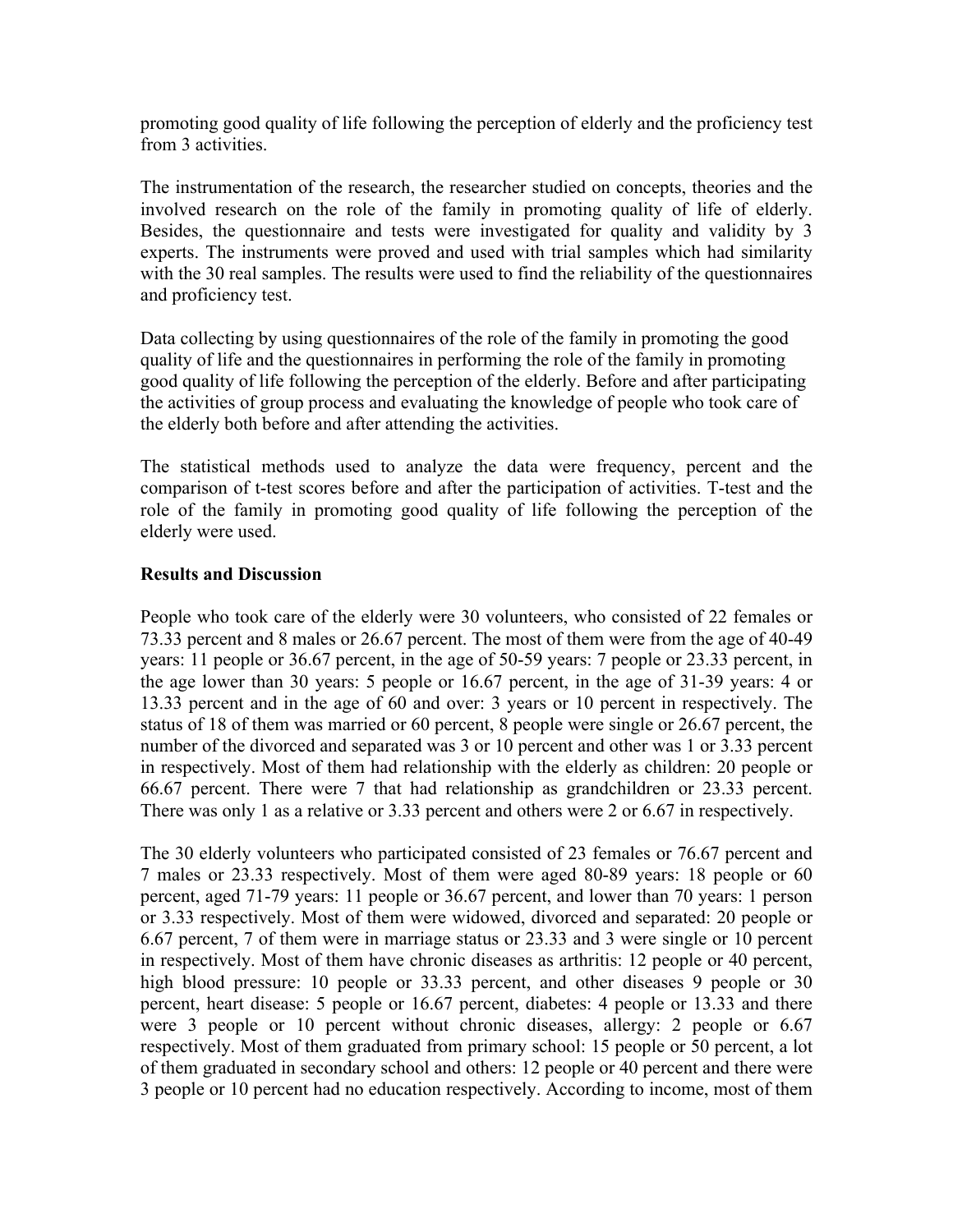promoting good quality of life following the perception of elderly and the proficiency test from 3 activities.

The instrumentation of the research, the researcher studied on concepts, theories and the involved research on the role of the family in promoting quality of life of elderly. Besides, the questionnaire and tests were investigated for quality and validity by 3 experts. The instruments were proved and used with trial samples which had similarity with the 30 real samples. The results were used to find the reliability of the questionnaires and proficiency test.

Data collecting by using questionnaires of the role of the family in promoting the good quality of life and the questionnaires in performing the role of the family in promoting good quality of life following the perception of the elderly. Before and after participating the activities of group process and evaluating the knowledge of people who took care of the elderly both before and after attending the activities.

The statistical methods used to analyze the data were frequency, percent and the comparison of t-test scores before and after the participation of activities. T-test and the role of the family in promoting good quality of life following the perception of the elderly were used.

**Results and Discussion**

People who took care of the elderly were 30 volunteers, who consisted of 22 females or 73.33 percent and 8 males or 26.67 percent. The most of them were from the age of 40-49 years: 11 people or 36.67 percent, in the age of 50-59 years: 7 people or 23.33 percent, in the age lower than 30 years: 5 people or 16.67 percent, in the age of 31-39 years: 4 or 13.33 percent and in the age of 60 and over: 3 years or 10 percent in respectively. The status of 18 of them was married or 60 percent, 8 people were single or 26.67 percent, the number of the divorced and separated was 3 or 10 percent and other was 1 or 3.33 percent in respectively. Most of them had relationship with the elderly as children: 20 people or 66.67 percent. There were 7 that had relationship as grandchildren or 23.33 percent. There was only 1 as a relative or 3.33 percent and others were 2 or 6.67 in respectively.

The 30 elderly volunteers who participated consisted of 23 females or 76.67 percent and 7 males or 23.33 respectively. Most of them were aged 80-89 years: 18 people or 60 percent, aged 71-79 years: 11 people or 36.67 percent, and lower than 70 years: 1 person or 3.33 respectively. Most of them were widowed, divorced and separated: 20 people or 6.67 percent, 7 of them were in marriage status or 23.33 and 3 were single or 10 percent in respectively. Most of them have chronic diseases as arthritis: 12 people or 40 percent, high blood pressure: 10 people or 33.33 percent, and other diseases 9 people or 30 percent, heart disease: 5 people or 16.67 percent, diabetes: 4 people or 13.33 and there were 3 people or 10 percent without chronic diseases, allergy: 2 people or 6.67 respectively. Most of them graduated from primary school: 15 people or 50 percent, a lot of them graduated in secondary school and others: 12 people or 40 percent and there were 3 people or 10 percent had no education respectively. According to income, most of them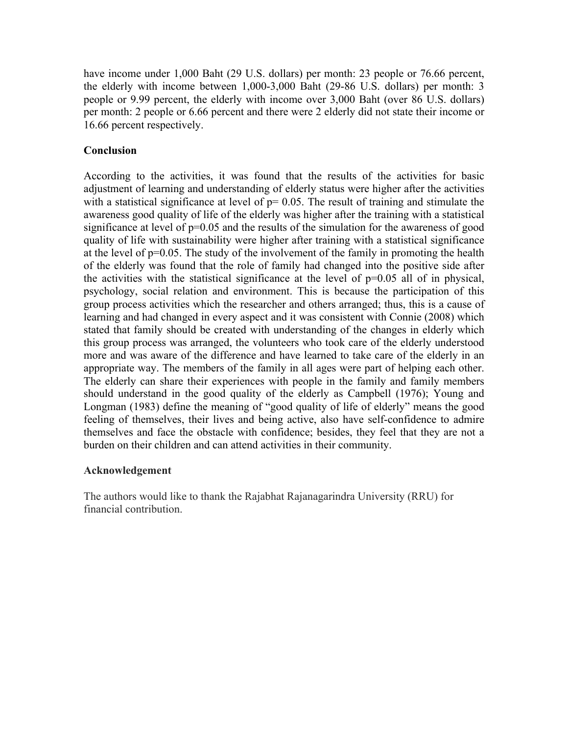have income under 1,000 Baht (29 U.S. dollars) per month: 23 people or 76.66 percent, the elderly with income between 1,000-3,000 Baht (29-86 U.S. dollars) per month: 3 people or 9.99 percent, the elderly with income over 3,000 Baht (over 86 U.S. dollars) per month: 2 people or 6.66 percent and there were 2 elderly did not state their income or 16.66 percent respectively.

**Conclusion**

According to the activities, it was found that the results of the activities for basic adjustment of learning and understanding of elderly status were higher after the activities with a statistical significance at level of $p= 0.05$. The result of training and stimulate the awareness good quality of life of the elderly was higher after the training with a statistical significance at level of $p=0.05$ and the results of the simulation for the awareness of good quality of life with sustainability were higher after training with a statistical significance at the level of $p=0.05$. The study of the involvement of the family in promoting the health of the elderly was found that the role of family had changed into the positive side after the activities with the statistical significance at the level of $p=0.05$ all of in physical, psychology, social relation and environment. This is because the participation of this group process activities which the researcher and others arranged; thus, this is a cause of learning and had changed in every aspect and it was consistent with Connie (2008) which stated that family should be created with understanding of the changes in elderly which this group process was arranged, the volunteers who took care of the elderly understood more and was aware of the difference and have learned to take care of the elderly in an appropriate way. The members of the family in all ages were part of helping each other. The elderly can share their experiences with people in the family and family members should understand in the good quality of the elderly as Campbell (1976); Young and Longman (1983) define the meaning of "good quality of life of elderly" means the good feeling of themselves, their lives and being active, also have self-confidence to admire themselves and face the obstacle with confidence; besides, they feel that they are not a burden on their children and can attend activities in their community.

**Acknowledgement**

The authors would like to thank the Rajabhat Rajanagarindra University (RRU) for financial contribution.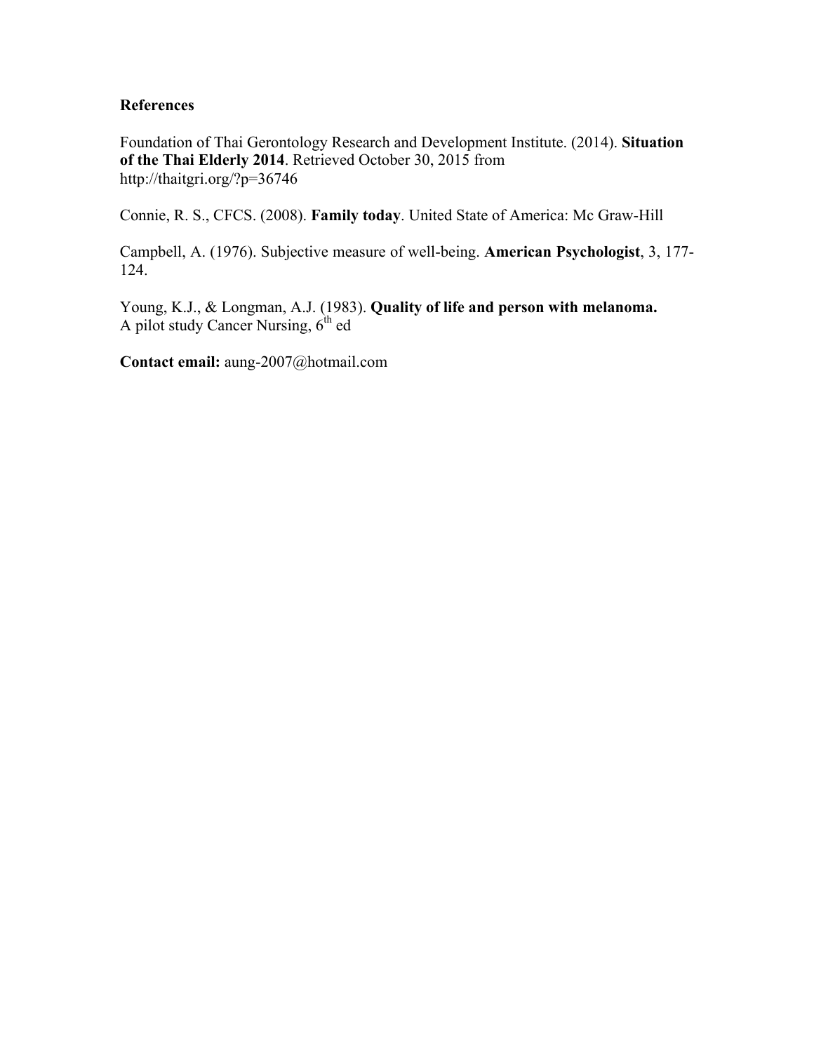**References**

Foundation of Thai Gerontology Research and Development Institute. (2014). **Situation of the Thai Elderly 2014**. Retrieved October 30, 2015 from http://thaitgri.org/?p=36746

Connie, R. S., CFCS. (2008). **Family today**. United State of America: Mc Graw-Hill

Campbell, A. (1976). Subjective measure of well-being. **American Psychologist**, 3, 177-124.

Young, K.J., & Longman, A.J. (1983). **Quality of life and person with melanoma.** A pilot study Cancer Nursing, 6th ed

**Contact email:** aung-2007@hotmail.com